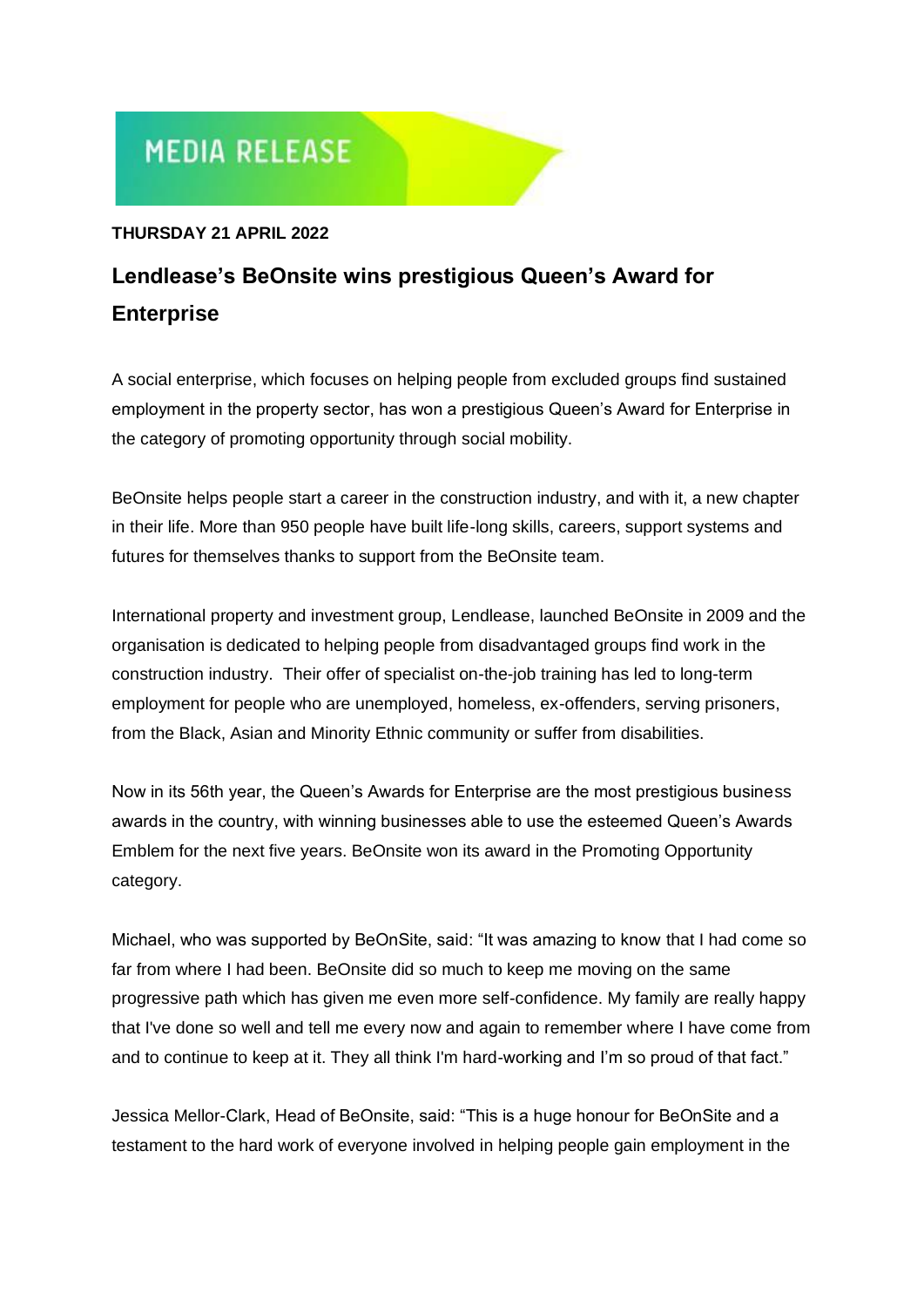MEDIA RELEASE

**THURSDAY 21 APRIL 2022**

## Lendlease's BeOnsite wins prestigious Queen's Award for Enterprise

A social enterprise, which focuses on helping people from excluded groups find sustained employment in the property sector, has won a prestigious Queen's Award for Enterprise in the category of promoting opportunity through social mobility.

BeOnsite helps people start a career in the construction industry, and with it, a new chapter in their life. More than 950 people have built life-long skills, careers, support systems and futures for themselves thanks to support from the BeOnsite team.

International property and investment group, Lendlease, launched BeOnsite in 2009 and the organisation is dedicated to helping people from disadvantaged groups find work in the construction industry. Their offer of specialist on-the-job training has led to long-term employment for people who are unemployed, homeless, ex-offenders, serving prisoners, from the Black, Asian and Minority Ethnic community or suffer from disabilities.

Now in its 56th year, the Queen's Awards for Enterprise are the most prestigious business awards in the country, with winning businesses able to use the esteemed Queen's Awards Emblem for the next five years. BeOnsite won its award in the Promoting Opportunity category.

Michael, who was supported by BeOnSite, said: "It was amazing to know that I had come so far from where I had been. BeOnsite did so much to keep me moving on the same progressive path which has given me even more self-confidence. My family are really happy that I've done so well and tell me every now and again to remember where I have come from and to continue to keep at it. They all think I'm hard-working and I'm so proud of that fact."

Jessica Mellor-Clark, Head of BeOnsite, said: "This is a huge honour for BeOnSite and a testament to the hard work of everyone involved in helping people gain employment in the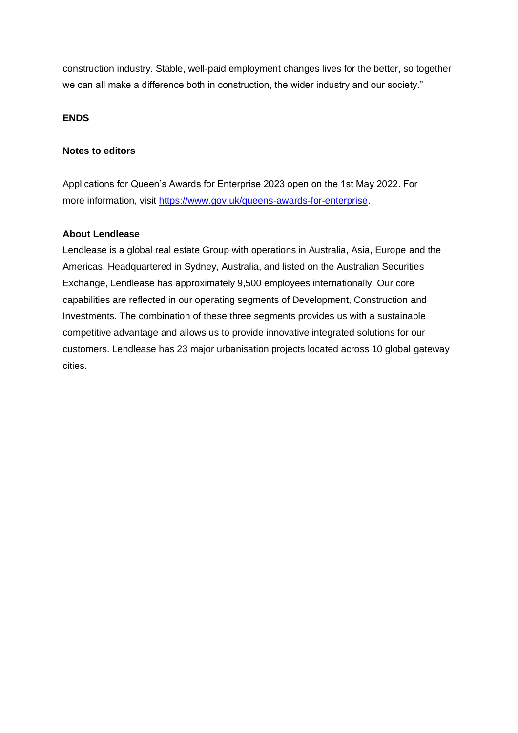construction industry. Stable, well-paid employment changes lives for the better, so together we can all make a difference both in construction, the wider industry and our society."

**ENDS**

**Notes to editors**

Applications for Queen's Awards for Enterprise 2023 open on the 1st May 2022. For more information, visit [https://www.gov.uk/queens-awards-for-enterprise](https://www.gov.uk/queens-awards-for-enterprise).

**About Lendlease**

Lendlease is a global real estate Group with operations in Australia, Asia, Europe and the Americas. Headquartered in Sydney, Australia, and listed on the Australian Securities Exchange, Lendlease has approximately 9,500 employees internationally. Our core capabilities are reflected in our operating segments of Development, Construction and Investments. The combination of these three segments provides us with a sustainable competitive advantage and allows us to provide innovative integrated solutions for our customers. Lendlease has 23 major urbanisation projects located across 10 global gateway cities.